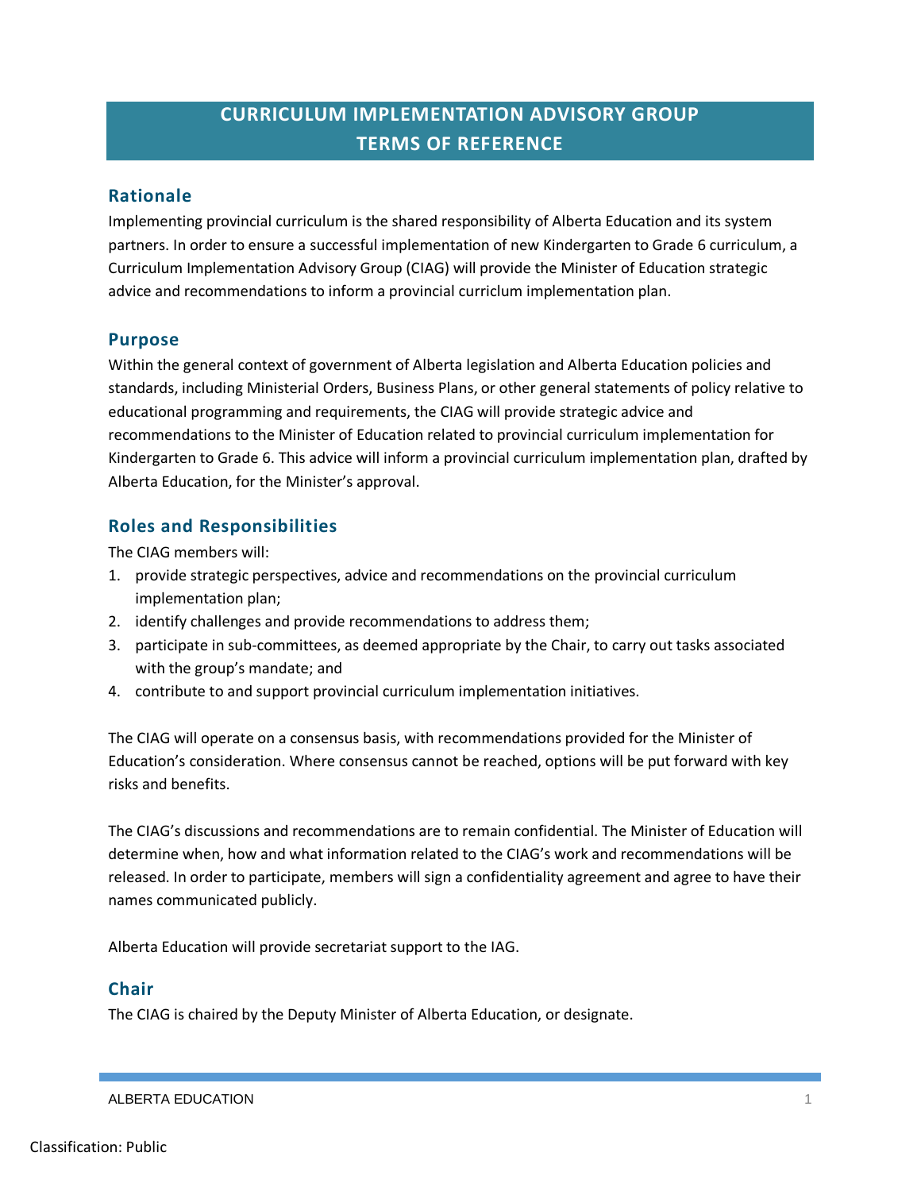# CURRICULUM IMPLEMENTATION ADVISORY GROUP TERMS OF REFERENCE

## Rationale

Implementing provincial curriculum is the shared responsibility of Alberta Education and its system partners. In order to ensure a successful implementation of new Kindergarten to Grade 6 curriculum, a Curriculum Implementation Advisory Group (CIAG) will provide the Minister of Education strategic advice and recommendations to inform a provincial curriclum implementation plan.

## Purpose

Within the general context of government of Alberta legislation and Alberta Education policies and standards, including Ministerial Orders, Business Plans, or other general statements of policy relative to educational programming and requirements, the CIAG will provide strategic advice and recommendations to the Minister of Education related to provincial curriculum implementation for Kindergarten to Grade 6. This advice will inform a provincial curriculum implementation plan, drafted by Alberta Education, for the Minister's approval.

## Roles and Responsibilities

The CIAG members will:

1. provide strategic perspectives, advice and recommendations on the provincial curriculum implementation plan;
2. identify challenges and provide recommendations to address them;
3. participate in sub-committees, as deemed appropriate by the Chair, to carry out tasks associated with the group's mandate; and
4. contribute to and support provincial curriculum implementation initiatives.

The CIAG will operate on a consensus basis, with recommendations provided for the Minister of Education's consideration. Where consensus cannot be reached, options will be put forward with key risks and benefits.

The CIAG's discussions and recommendations are to remain confidential. The Minister of Education will determine when, how and what information related to the CIAG's work and recommendations will be released. In order to participate, members will sign a confidentiality agreement and agree to have their names communicated publicly.

Alberta Education will provide secretariat support to the IAG.

## Chair

The CIAG is chaired by the Deputy Minister of Alberta Education, or designate.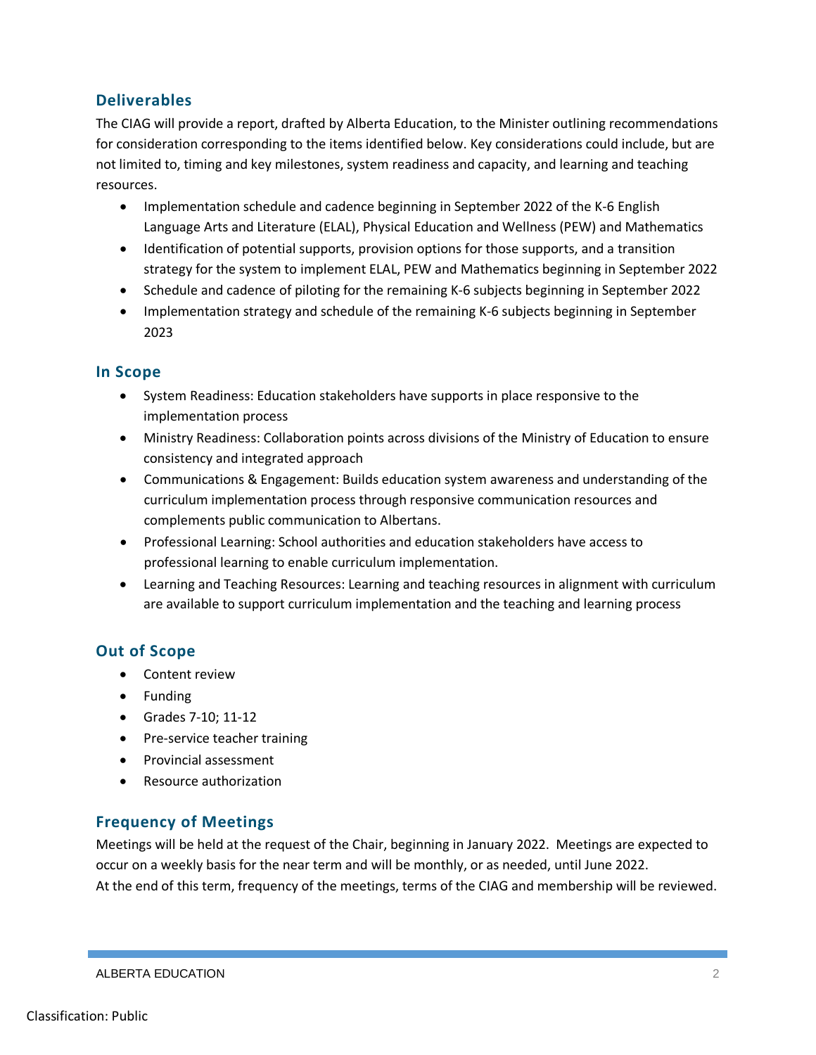## Deliverables

The CIAG will provide a report, drafted by Alberta Education, to the Minister outlining recommendations for consideration corresponding to the items identified below. Key considerations could include, but are not limited to, timing and key milestones, system readiness and capacity, and learning and teaching resources.

- Implementation schedule and cadence beginning in September 2022 of the K-6 English Language Arts and Literature (ELAL), Physical Education and Wellness (PEW) and Mathematics
- Identification of potential supports, provision options for those supports, and a transition strategy for the system to implement ELAL, PEW and Mathematics beginning in September 2022
- Schedule and cadence of piloting for the remaining K-6 subjects beginning in September 2022
- Implementation strategy and schedule of the remaining K-6 subjects beginning in September 2023

## In Scope

- System Readiness: Education stakeholders have supports in place responsive to the implementation process
- Ministry Readiness: Collaboration points across divisions of the Ministry of Education to ensure consistency and integrated approach
- Communications & Engagement: Builds education system awareness and understanding of the curriculum implementation process through responsive communication resources and complements public communication to Albertans.
- Professional Learning: School authorities and education stakeholders have access to professional learning to enable curriculum implementation.
- Learning and Teaching Resources: Learning and teaching resources in alignment with curriculum are available to support curriculum implementation and the teaching and learning process

## Out of Scope

- Content review
- Funding
- Grades 7-10; 11-12
- Pre-service teacher training
- Provincial assessment
- Resource authorization

## Frequency of Meetings

Meetings will be held at the request of the Chair, beginning in January 2022. Meetings are expected to occur on a weekly basis for the near term and will be monthly, or as needed, until June 2022.
At the end of this term, frequency of the meetings, terms of the CIAG and membership will be reviewed.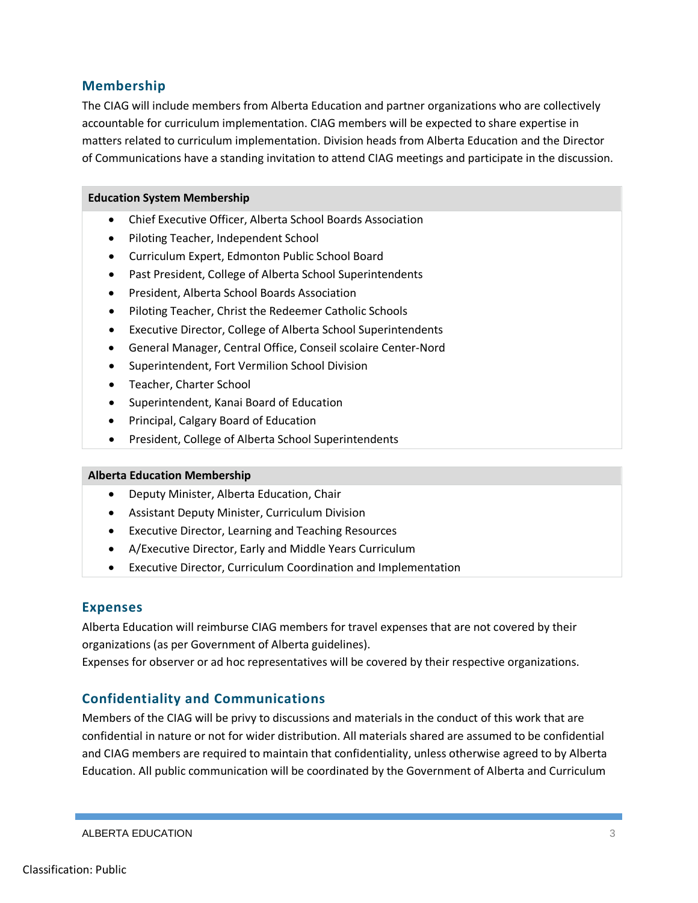## Membership

The CIAG will include members from Alberta Education and partner organizations who are collectively accountable for curriculum implementation. CIAG members will be expected to share expertise in matters related to curriculum implementation. Division heads from Alberta Education and the Director of Communications have a standing invitation to attend CIAG meetings and participate in the discussion.

**Education System Membership**

- Chief Executive Officer, Alberta School Boards Association
- Piloting Teacher, Independent School
- Curriculum Expert, Edmonton Public School Board
- Past President, College of Alberta School Superintendents
- President, Alberta School Boards Association
- Piloting Teacher, Christ the Redeemer Catholic Schools
- Executive Director, College of Alberta School Superintendents
- General Manager, Central Office, Conseil scolaire Center-Nord
- Superintendent, Fort Vermilion School Division
- Teacher, Charter School
- Superintendent, Kanai Board of Education
- Principal, Calgary Board of Education
- President, College of Alberta School Superintendents

**Alberta Education Membership**

- Deputy Minister, Alberta Education, Chair
- Assistant Deputy Minister, Curriculum Division
- Executive Director, Learning and Teaching Resources
- A/Executive Director, Early and Middle Years Curriculum
- Executive Director, Curriculum Coordination and Implementation

## Expenses

Alberta Education will reimburse CIAG members for travel expenses that are not covered by their organizations (as per Government of Alberta guidelines).
Expenses for observer or ad hoc representatives will be covered by their respective organizations.

## Confidentiality and Communications

Members of the CIAG will be privy to discussions and materials in the conduct of this work that are confidential in nature or not for wider distribution. All materials shared are assumed to be confidential and CIAG members are required to maintain that confidentiality, unless otherwise agreed to by Alberta Education. All public communication will be coordinated by the Government of Alberta and Curriculum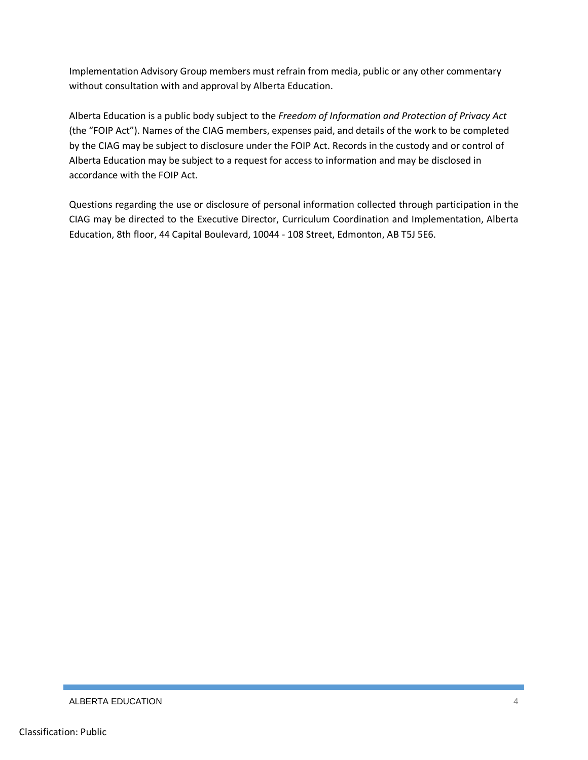Implementation Advisory Group members must refrain from media, public or any other commentary without consultation with and approval by Alberta Education.

Alberta Education is a public body subject to the *Freedom of Information and Protection of Privacy Act* (the "FOIP Act"). Names of the CIAG members, expenses paid, and details of the work to be completed by the CIAG may be subject to disclosure under the FOIP Act. Records in the custody and or control of Alberta Education may be subject to a request for access to information and may be disclosed in accordance with the FOIP Act.

Questions regarding the use or disclosure of personal information collected through participation in the CIAG may be directed to the Executive Director, Curriculum Coordination and Implementation, Alberta Education, 8th floor, 44 Capital Boulevard, 10044 - 108 Street, Edmonton, AB T5J 5E6.

Classification: Public